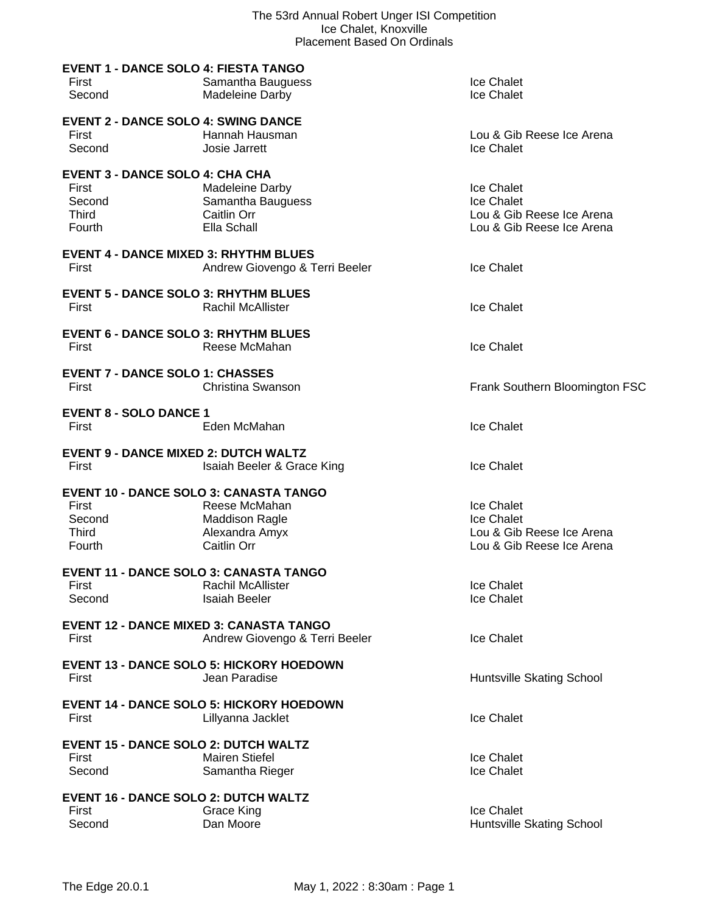# The 53rd Annual Robert Unger ISI Competition
Ice Chalet, Knoxville
Placement Based On Ordinals

**EVENT 1 - DANCE SOLO 4: FIESTA TANGO**

| | | |
|---|---|---|
| First | Samantha Bauguess | Ice Chalet |
| Second | Madeleine Darby | Ice Chalet |

**EVENT 2 - DANCE SOLO 4: SWING DANCE**

| | | |
|---|---|---|
| First | Hannah Hausman | Lou & Gib Reese Ice Arena |
| Second | Josie Jarrett | Ice Chalet |

**EVENT 3 - DANCE SOLO 4: CHA CHA**

| | | |
|---|---|---|
| First | Madeleine Darby | Ice Chalet |
| Second | Samantha Bauguess | Ice Chalet |
| Third | Caitlin Orr | Lou & Gib Reese Ice Arena |
| Fourth | Ella Schall | Lou & Gib Reese Ice Arena |

**EVENT 4 - DANCE MIXED 3: RHYTHM BLUES**

| | | |
|---|---|---|
| First | Andrew Giovengo & Terri Beeler | Ice Chalet |

**EVENT 5 - DANCE SOLO 3: RHYTHM BLUES**

| | | |
|---|---|---|
| First | Rachil McAllister | Ice Chalet |

**EVENT 6 - DANCE SOLO 3: RHYTHM BLUES**

| | | |
|---|---|---|
| First | Reese McMahan | Ice Chalet |

**EVENT 7 - DANCE SOLO 1: CHASSES**

| | | |
|---|---|---|
| First | Christina Swanson | Frank Southern Bloomington FSC |

**EVENT 8 - SOLO DANCE 1**

| | | |
|---|---|---|
| First | Eden McMahan | Ice Chalet |

**EVENT 9 - DANCE MIXED 2: DUTCH WALTZ**

| | | |
|---|---|---|
| First | Isaiah Beeler & Grace King | Ice Chalet |

**EVENT 10 - DANCE SOLO 3: CANASTA TANGO**

| | | |
|---|---|---|
| First | Reese McMahan | Ice Chalet |
| Second | Maddison Ragle | Ice Chalet |
| Third | Alexandra Amyx | Lou & Gib Reese Ice Arena |
| Fourth | Caitlin Orr | Lou & Gib Reese Ice Arena |

**EVENT 11 - DANCE SOLO 3: CANASTA TANGO**

| | | |
|---|---|---|
| First | Rachil McAllister | Ice Chalet |
| Second | Isaiah Beeler | Ice Chalet |

**EVENT 12 - DANCE MIXED 3: CANASTA TANGO**

| | | |
|---|---|---|
| First | Andrew Giovengo & Terri Beeler | Ice Chalet |

**EVENT 13 - DANCE SOLO 5: HICKORY HOEDOWN**

| | | |
|---|---|---|
| First | Jean Paradise | Huntsville Skating School |

**EVENT 14 - DANCE SOLO 5: HICKORY HOEDOWN**

| | | |
|---|---|---|
| First | Lillyanna Jacklet | Ice Chalet |

**EVENT 15 - DANCE SOLO 2: DUTCH WALTZ**

| | | |
|---|---|---|
| First | Mairen Stiefel | Ice Chalet |
| Second | Samantha Rieger | Ice Chalet |

**EVENT 16 - DANCE SOLO 2: DUTCH WALTZ**

| | | |
|---|---|---|
| First | Grace King | Ice Chalet |
| Second | Dan Moore | Huntsville Skating School |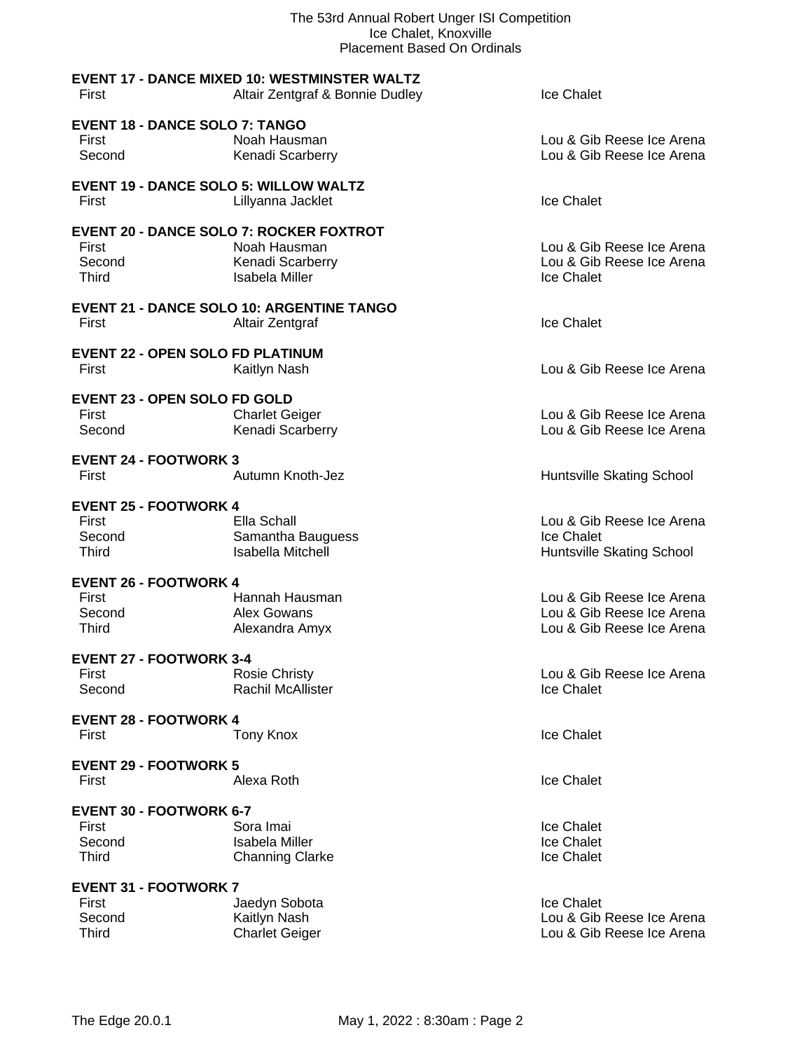### EVENT 17 - DANCE MIXED 10: WESTMINSTER WALTZ

| | | |
|---|---|---|
| First | Altair Zentgraf & Bonnie Dudley | Ice Chalet |

### EVENT 18 - DANCE SOLO 7: TANGO

| | | |
|---|---|---|
| First | Noah Hausman | Lou & Gib Reese Ice Arena |
| Second | Kenadi Scarberry | Lou & Gib Reese Ice Arena |

### EVENT 19 - DANCE SOLO 5: WILLOW WALTZ

| | | |
|---|---|---|
| First | Lillyanna Jacklet | Ice Chalet |

### EVENT 20 - DANCE SOLO 7: ROCKER FOXTROT

| | | |
|---|---|---|
| First | Noah Hausman | Lou & Gib Reese Ice Arena |
| Second | Kenadi Scarberry | Lou & Gib Reese Ice Arena |
| Third | Isabela Miller | Ice Chalet |

### EVENT 21 - DANCE SOLO 10: ARGENTINE TANGO

| | | |
|---|---|---|
| First | Altair Zentgraf | Ice Chalet |

### EVENT 22 - OPEN SOLO FD PLATINUM

| | | |
|---|---|---|
| First | Kaitlyn Nash | Lou & Gib Reese Ice Arena |

### EVENT 23 - OPEN SOLO FD GOLD

| | | |
|---|---|---|
| First | Charlet Geiger | Lou & Gib Reese Ice Arena |
| Second | Kenadi Scarberry | Lou & Gib Reese Ice Arena |

### EVENT 24 - FOOTWORK 3

| | | |
|---|---|---|
| First | Autumn Knoth-Jez | Huntsville Skating School |

### EVENT 25 - FOOTWORK 4

| | | |
|---|---|---|
| First | Ella Schall | Lou & Gib Reese Ice Arena |
| Second | Samantha Bauguess | Ice Chalet |
| Third | Isabella Mitchell | Huntsville Skating School |

### EVENT 26 - FOOTWORK 4

| | | |
|---|---|---|
| First | Hannah Hausman | Lou & Gib Reese Ice Arena |
| Second | Alex Gowans | Lou & Gib Reese Ice Arena |
| Third | Alexandra Amyx | Lou & Gib Reese Ice Arena |

### EVENT 27 - FOOTWORK 3-4

| | | |
|---|---|---|
| First | Rosie Christy | Lou & Gib Reese Ice Arena |
| Second | Rachil McAllister | Ice Chalet |

### EVENT 28 - FOOTWORK 4

| | | |
|---|---|---|
| First | Tony Knox | Ice Chalet |

### EVENT 29 - FOOTWORK 5

| | | |
|---|---|---|
| First | Alexa Roth | Ice Chalet |

### EVENT 30 - FOOTWORK 6-7

| | | |
|---|---|---|
| First | Sora Imai | Ice Chalet |
| Second | Isabela Miller | Ice Chalet |
| Third | Channing Clarke | Ice Chalet |

### EVENT 31 - FOOTWORK 7

| | | |
|---|---|---|
| First | Jaedyn Sobota | Ice Chalet |
| Second | Kaitlyn Nash | Lou & Gib Reese Ice Arena |
| Third | Charlet Geiger | Lou & Gib Reese Ice Arena |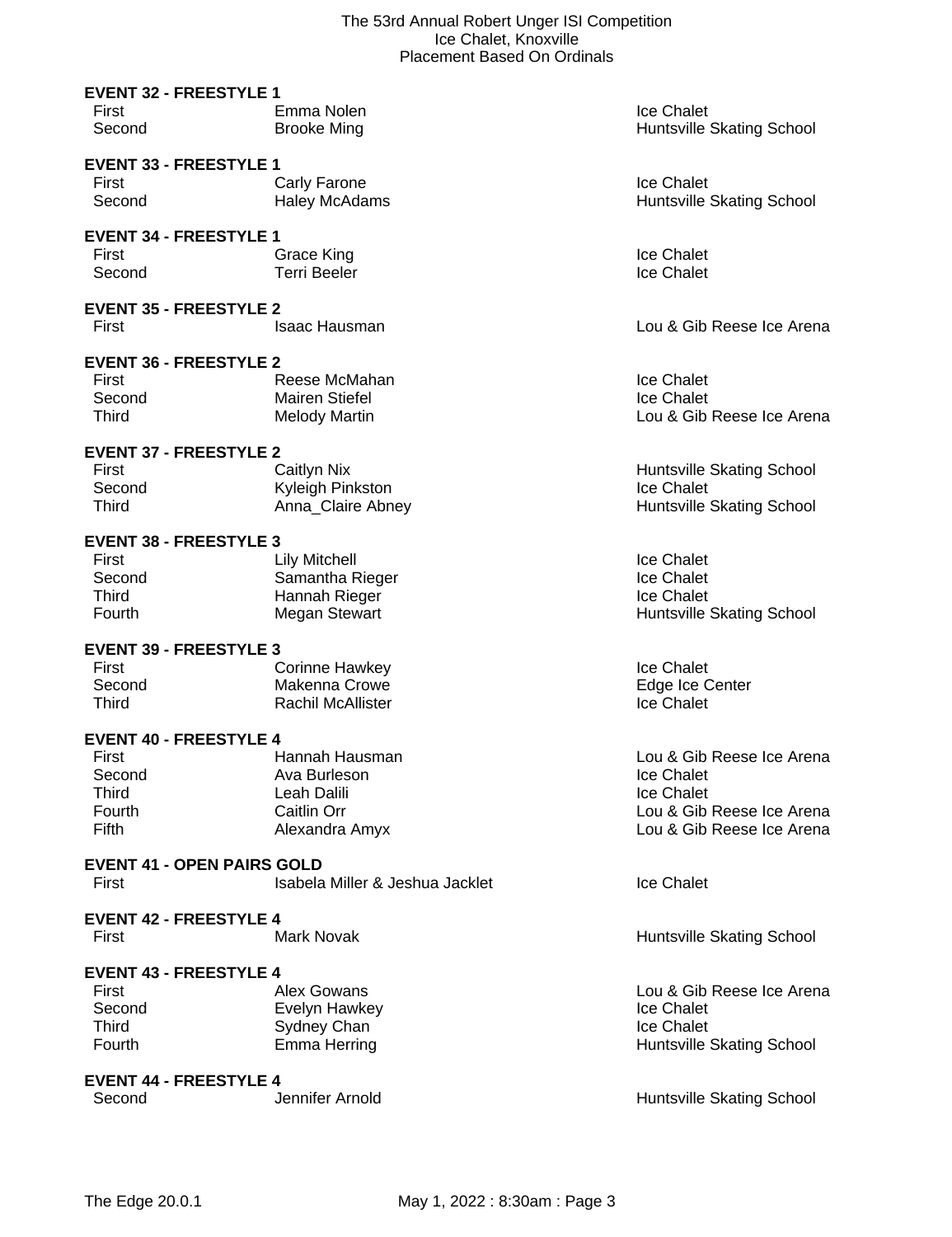### EVENT 32 - FREESTYLE 1

| | | |
|---|---|---|
| First | Emma Nolen | Ice Chalet |
| Second | Brooke Ming | Huntsville Skating School |

### EVENT 33 - FREESTYLE 1

| | | |
|---|---|---|
| First | Carly Farone | Ice Chalet |
| Second | Haley McAdams | Huntsville Skating School |

### EVENT 34 - FREESTYLE 1

| | | |
|---|---|---|
| First | Grace King | Ice Chalet |
| Second | Terri Beeler | Ice Chalet |

### EVENT 35 - FREESTYLE 2

| | | |
|---|---|---|
| First | Isaac Hausman | Lou & Gib Reese Ice Arena |

### EVENT 36 - FREESTYLE 2

| | | |
|---|---|---|
| First | Reese McMahan | Ice Chalet |
| Second | Mairen Stiefel | Ice Chalet |
| Third | Melody Martin | Lou & Gib Reese Ice Arena |

### EVENT 37 - FREESTYLE 2

| | | |
|---|---|---|
| First | Caitlyn Nix | Huntsville Skating School |
| Second | Kyleigh Pinkston | Ice Chalet |
| Third | Anna_Claire Abney | Huntsville Skating School |

### EVENT 38 - FREESTYLE 3

| | | |
|---|---|---|
| First | Lily Mitchell | Ice Chalet |
| Second | Samantha Rieger | Ice Chalet |
| Third | Hannah Rieger | Ice Chalet |
| Fourth | Megan Stewart | Huntsville Skating School |

### EVENT 39 - FREESTYLE 3

| | | |
|---|---|---|
| First | Corinne Hawkey | Ice Chalet |
| Second | Makenna Crowe | Edge Ice Center |
| Third | Rachil McAllister | Ice Chalet |

### EVENT 40 - FREESTYLE 4

| | | |
|---|---|---|
| First | Hannah Hausman | Lou & Gib Reese Ice Arena |
| Second | Ava Burleson | Ice Chalet |
| Third | Leah Dalili | Ice Chalet |
| Fourth | Caitlin Orr | Lou & Gib Reese Ice Arena |
| Fifth | Alexandra Amyx | Lou & Gib Reese Ice Arena |

### EVENT 41 - OPEN PAIRS GOLD

| | | |
|---|---|---|
| First | Isabela Miller & Jeshua Jacklet | Ice Chalet |

### EVENT 42 - FREESTYLE 4

| | | |
|---|---|---|
| First | Mark Novak | Huntsville Skating School |

### EVENT 43 - FREESTYLE 4

| | | |
|---|---|---|
| First | Alex Gowans | Lou & Gib Reese Ice Arena |
| Second | Evelyn Hawkey | Ice Chalet |
| Third | Sydney Chan | Ice Chalet |
| Fourth | Emma Herring | Huntsville Skating School |

### EVENT 44 - FREESTYLE 4

| | | |
|---|---|---|
| Second | Jennifer Arnold | Huntsville Skating School |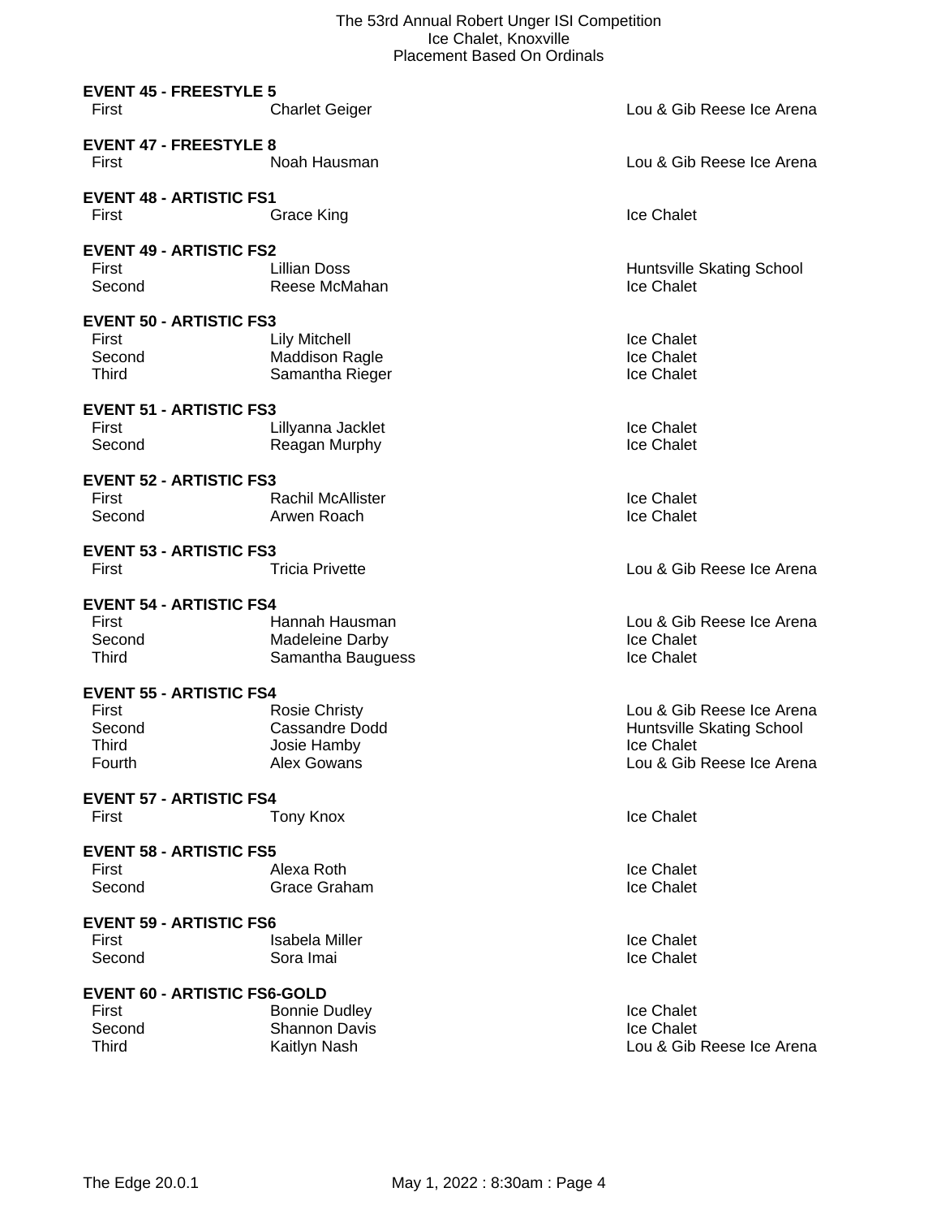**EVENT 45 - FREESTYLE 5**

| | | |
|---|---|---|
| First | Charlet Geiger | Lou & Gib Reese Ice Arena |

**EVENT 47 - FREESTYLE 8**

| | | |
|---|---|---|
| First | Noah Hausman | Lou & Gib Reese Ice Arena |

**EVENT 48 - ARTISTIC FS1**

| | | |
|---|---|---|
| First | Grace King | Ice Chalet |

**EVENT 49 - ARTISTIC FS2**

| | | |
|---|---|---|
| First | Lillian Doss | Huntsville Skating School |
| Second | Reese McMahan | Ice Chalet |

**EVENT 50 - ARTISTIC FS3**

| | | |
|---|---|---|
| First | Lily Mitchell | Ice Chalet |
| Second | Maddison Ragle | Ice Chalet |
| Third | Samantha Rieger | Ice Chalet |

**EVENT 51 - ARTISTIC FS3**

| | | |
|---|---|---|
| First | Lillyanna Jacklet | Ice Chalet |
| Second | Reagan Murphy | Ice Chalet |

**EVENT 52 - ARTISTIC FS3**

| | | |
|---|---|---|
| First | Rachil McAllister | Ice Chalet |
| Second | Arwen Roach | Ice Chalet |

**EVENT 53 - ARTISTIC FS3**

| | | |
|---|---|---|
| First | Tricia Privette | Lou & Gib Reese Ice Arena |

**EVENT 54 - ARTISTIC FS4**

| | | |
|---|---|---|
| First | Hannah Hausman | Lou & Gib Reese Ice Arena |
| Second | Madeleine Darby | Ice Chalet |
| Third | Samantha Bauguess | Ice Chalet |

**EVENT 55 - ARTISTIC FS4**

| | | |
|---|---|---|
| First | Rosie Christy | Lou & Gib Reese Ice Arena |
| Second | Cassandre Dodd | Huntsville Skating School |
| Third | Josie Hamby | Ice Chalet |
| Fourth | Alex Gowans | Lou & Gib Reese Ice Arena |

**EVENT 57 - ARTISTIC FS4**

| | | |
|---|---|---|
| First | Tony Knox | Ice Chalet |

**EVENT 58 - ARTISTIC FS5**

| | | |
|---|---|---|
| First | Alexa Roth | Ice Chalet |
| Second | Grace Graham | Ice Chalet |

**EVENT 59 - ARTISTIC FS6**

| | | |
|---|---|---|
| First | Isabela Miller | Ice Chalet |
| Second | Sora Imai | Ice Chalet |

**EVENT 60 - ARTISTIC FS6-GOLD**

| | | |
|---|---|---|
| First | Bonnie Dudley | Ice Chalet |
| Second | Shannon Davis | Ice Chalet |
| Third | Kaitlyn Nash | Lou & Gib Reese Ice Arena |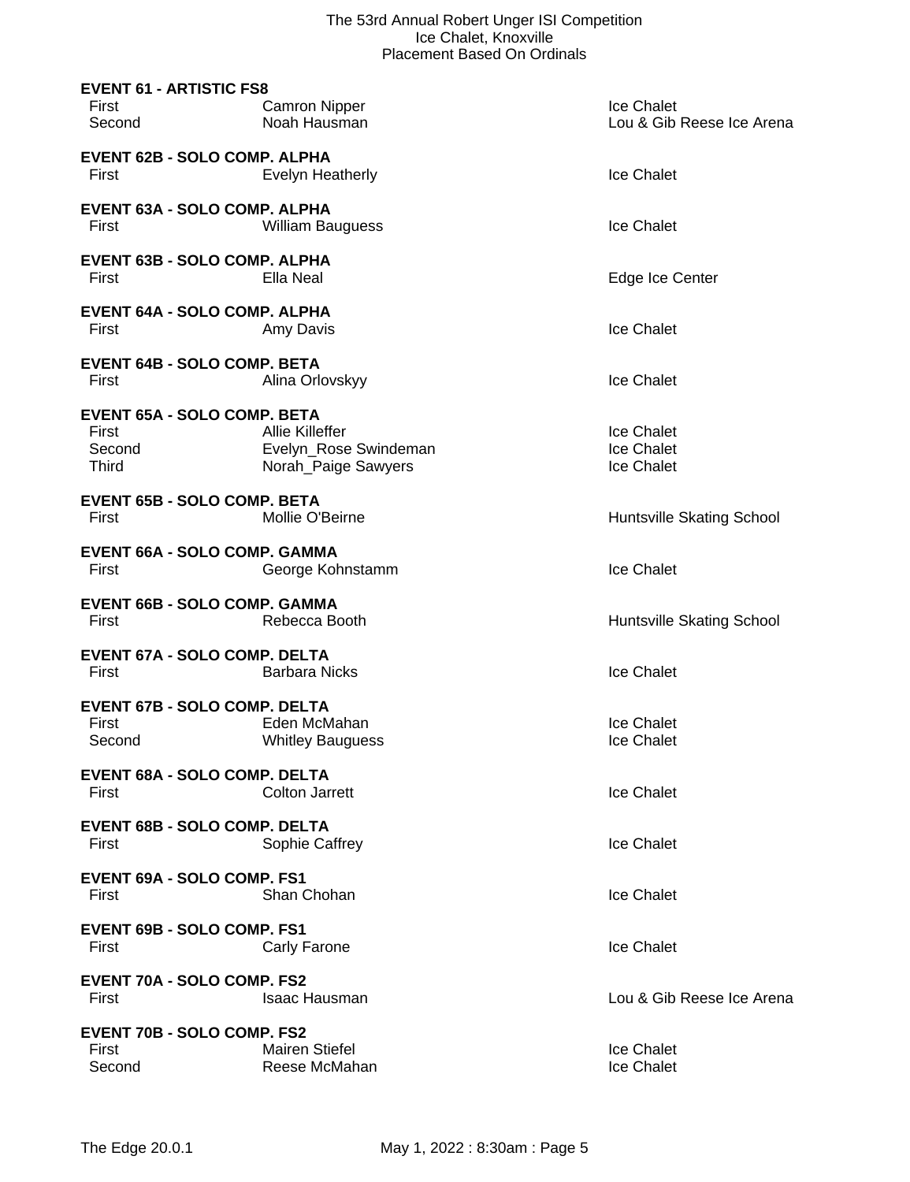**EVENT 61 - ARTISTIC FS8**

| | | |
|---|---|---|
| First | Camron Nipper | Ice Chalet |
| Second | Noah Hausman | Lou & Gib Reese Ice Arena |

**EVENT 62B - SOLO COMP. ALPHA**

| | | |
|---|---|---|
| First | Evelyn Heatherly | Ice Chalet |

**EVENT 63A - SOLO COMP. ALPHA**

| | | |
|---|---|---|
| First | William Bauguess | Ice Chalet |

**EVENT 63B - SOLO COMP. ALPHA**

| | | |
|---|---|---|
| First | Ella Neal | Edge Ice Center |

**EVENT 64A - SOLO COMP. ALPHA**

| | | |
|---|---|---|
| First | Amy Davis | Ice Chalet |

**EVENT 64B - SOLO COMP. BETA**

| | | |
|---|---|---|
| First | Alina Orlovskyy | Ice Chalet |

**EVENT 65A - SOLO COMP. BETA**

| | | |
|---|---|---|
| First | Allie Killeffer | Ice Chalet |
| Second | Evelyn_Rose Swindeman | Ice Chalet |
| Third | Norah_Paige Sawyers | Ice Chalet |

**EVENT 65B - SOLO COMP. BETA**

| | | |
|---|---|---|
| First | Mollie O'Beirne | Huntsville Skating School |

**EVENT 66A - SOLO COMP. GAMMA**

| | | |
|---|---|---|
| First | George Kohnstamm | Ice Chalet |

**EVENT 66B - SOLO COMP. GAMMA**

| | | |
|---|---|---|
| First | Rebecca Booth | Huntsville Skating School |

**EVENT 67A - SOLO COMP. DELTA**

| | | |
|---|---|---|
| First | Barbara Nicks | Ice Chalet |

**EVENT 67B - SOLO COMP. DELTA**

| | | |
|---|---|---|
| First | Eden McMahan | Ice Chalet |
| Second | Whitley Bauguess | Ice Chalet |

**EVENT 68A - SOLO COMP. DELTA**

| | | |
|---|---|---|
| First | Colton Jarrett | Ice Chalet |

**EVENT 68B - SOLO COMP. DELTA**

| | | |
|---|---|---|
| First | Sophie Caffrey | Ice Chalet |

**EVENT 69A - SOLO COMP. FS1**

| | | |
|---|---|---|
| First | Shan Chohan | Ice Chalet |

**EVENT 69B - SOLO COMP. FS1**

| | | |
|---|---|---|
| First | Carly Farone | Ice Chalet |

**EVENT 70A - SOLO COMP. FS2**

| | | |
|---|---|---|
| First | Isaac Hausman | Lou & Gib Reese Ice Arena |

**EVENT 70B - SOLO COMP. FS2**

| | | |
|---|---|---|
| First | Mairen Stiefel | Ice Chalet |
| Second | Reese McMahan | Ice Chalet |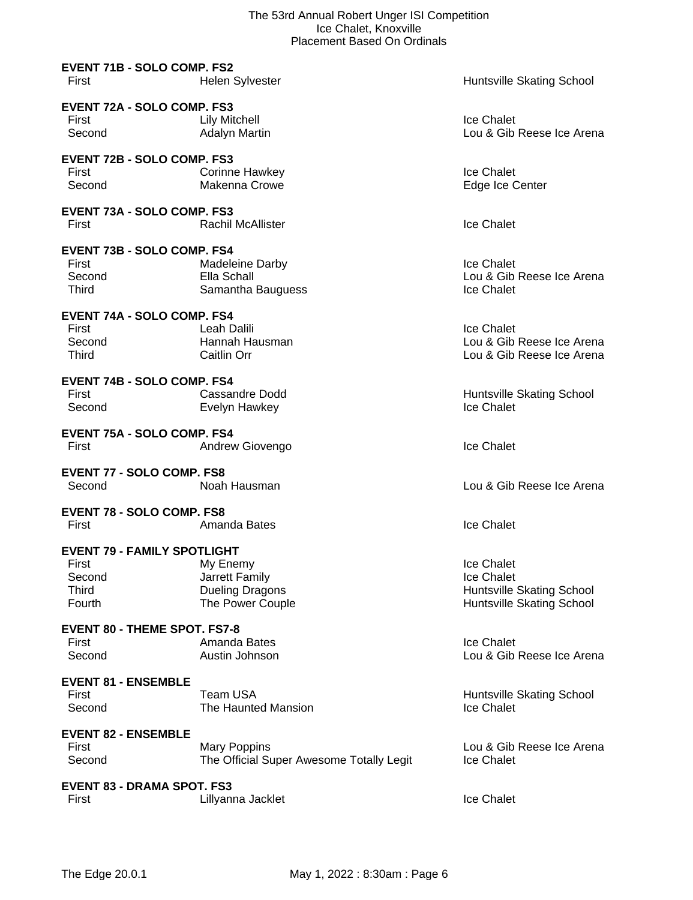**EVENT 71B - SOLO COMP. FS2**

| | | |
|---|---|---|
| First | Helen Sylvester | Huntsville Skating School |

**EVENT 72A - SOLO COMP. FS3**

| | | |
|---|---|---|
| First | Lily Mitchell | Ice Chalet |
| Second | Adalyn Martin | Lou & Gib Reese Ice Arena |

**EVENT 72B - SOLO COMP. FS3**

| | | |
|---|---|---|
| First | Corinne Hawkey | Ice Chalet |
| Second | Makenna Crowe | Edge Ice Center |

**EVENT 73A - SOLO COMP. FS3**

| | | |
|---|---|---|
| First | Rachil McAllister | Ice Chalet |

**EVENT 73B - SOLO COMP. FS4**

| | | |
|---|---|---|
| First | Madeleine Darby | Ice Chalet |
| Second | Ella Schall | Lou & Gib Reese Ice Arena |
| Third | Samantha Bauguess | Ice Chalet |

**EVENT 74A - SOLO COMP. FS4**

| | | |
|---|---|---|
| First | Leah Dalili | Ice Chalet |
| Second | Hannah Hausman | Lou & Gib Reese Ice Arena |
| Third | Caitlin Orr | Lou & Gib Reese Ice Arena |

**EVENT 74B - SOLO COMP. FS4**

| | | |
|---|---|---|
| First | Cassandre Dodd | Huntsville Skating School |
| Second | Evelyn Hawkey | Ice Chalet |

**EVENT 75A - SOLO COMP. FS4**

| | | |
|---|---|---|
| First | Andrew Giovengo | Ice Chalet |

**EVENT 77 - SOLO COMP. FS8**

| | | |
|---|---|---|
| Second | Noah Hausman | Lou & Gib Reese Ice Arena |

**EVENT 78 - SOLO COMP. FS8**

| | | |
|---|---|---|
| First | Amanda Bates | Ice Chalet |

**EVENT 79 - FAMILY SPOTLIGHT**

| | | |
|---|---|---|
| First | My Enemy | Ice Chalet |
| Second | Jarrett Family | Ice Chalet |
| Third | Dueling Dragons | Huntsville Skating School |
| Fourth | The Power Couple | Huntsville Skating School |

**EVENT 80 - THEME SPOT. FS7-8**

| | | |
|---|---|---|
| First | Amanda Bates | Ice Chalet |
| Second | Austin Johnson | Lou & Gib Reese Ice Arena |

**EVENT 81 - ENSEMBLE**

| | | |
|---|---|---|
| First | Team USA | Huntsville Skating School |
| Second | The Haunted Mansion | Ice Chalet |

**EVENT 82 - ENSEMBLE**

| | | |
|---|---|---|
| First | Mary Poppins | Lou & Gib Reese Ice Arena |
| Second | The Official Super Awesome Totally Legit | Ice Chalet |

**EVENT 83 - DRAMA SPOT. FS3**

| | | |
|---|---|---|
| First | Lillyanna Jacklet | Ice Chalet |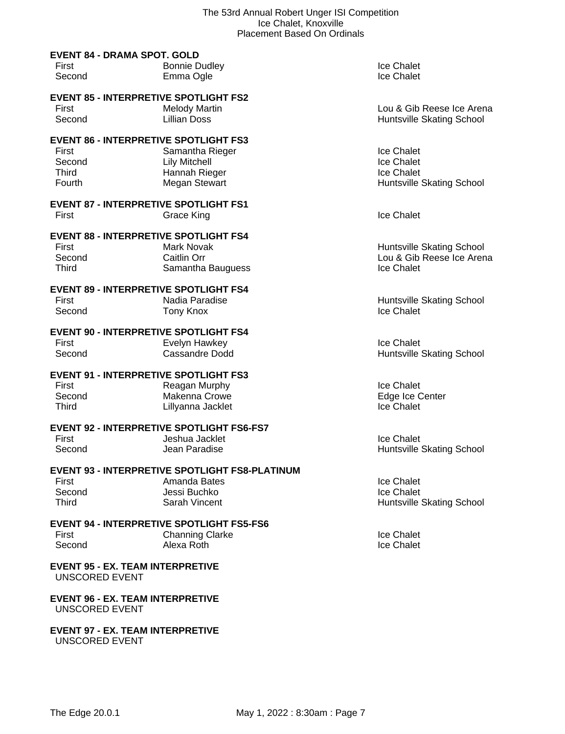### EVENT 84 - DRAMA SPOT. GOLD

| | | |
|---|---|---|
| First | Bonnie Dudley | Ice Chalet |
| Second | Emma Ogle | Ice Chalet |

### EVENT 85 - INTERPRETIVE SPOTLIGHT FS2

| | | |
|---|---|---|
| First | Melody Martin | Lou & Gib Reese Ice Arena |
| Second | Lillian Doss | Huntsville Skating School |

### EVENT 86 - INTERPRETIVE SPOTLIGHT FS3

| | | |
|---|---|---|
| First | Samantha Rieger | Ice Chalet |
| Second | Lily Mitchell | Ice Chalet |
| Third | Hannah Rieger | Ice Chalet |
| Fourth | Megan Stewart | Huntsville Skating School |

### EVENT 87 - INTERPRETIVE SPOTLIGHT FS1

| | | |
|---|---|---|
| First | Grace King | Ice Chalet |

### EVENT 88 - INTERPRETIVE SPOTLIGHT FS4

| | | |
|---|---|---|
| First | Mark Novak | Huntsville Skating School |
| Second | Caitlin Orr | Lou & Gib Reese Ice Arena |
| Third | Samantha Bauguess | Ice Chalet |

### EVENT 89 - INTERPRETIVE SPOTLIGHT FS4

| | | |
|---|---|---|
| First | Nadia Paradise | Huntsville Skating School |
| Second | Tony Knox | Ice Chalet |

### EVENT 90 - INTERPRETIVE SPOTLIGHT FS4

| | | |
|---|---|---|
| First | Evelyn Hawkey | Ice Chalet |
| Second | Cassandre Dodd | Huntsville Skating School |

### EVENT 91 - INTERPRETIVE SPOTLIGHT FS3

| | | |
|---|---|---|
| First | Reagan Murphy | Ice Chalet |
| Second | Makenna Crowe | Edge Ice Center |
| Third | Lillyanna Jacklet | Ice Chalet |

### EVENT 92 - INTERPRETIVE SPOTLIGHT FS6-FS7

| | | |
|---|---|---|
| First | Jeshua Jacklet | Ice Chalet |
| Second | Jean Paradise | Huntsville Skating School |

### EVENT 93 - INTERPRETIVE SPOTLIGHT FS8-PLATINUM

| | | |
|---|---|---|
| First | Amanda Bates | Ice Chalet |
| Second | Jessi Buchko | Ice Chalet |
| Third | Sarah Vincent | Huntsville Skating School |

### EVENT 94 - INTERPRETIVE SPOTLIGHT FS5-FS6

| | | |
|---|---|---|
| First | Channing Clarke | Ice Chalet |
| Second | Alexa Roth | Ice Chalet |

### EVENT 95 - EX. TEAM INTERPRETIVE

UNSCORED EVENT

### EVENT 96 - EX. TEAM INTERPRETIVE

UNSCORED EVENT

### EVENT 97 - EX. TEAM INTERPRETIVE

UNSCORED EVENT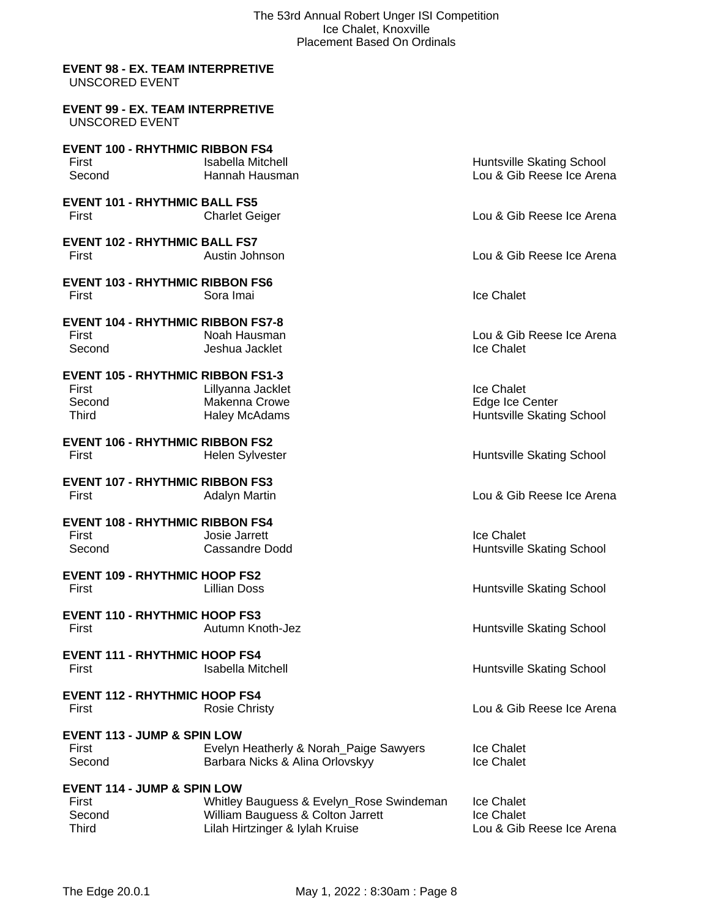**EVENT 98 - EX. TEAM INTERPRETIVE**
UNSCORED EVENT

**EVENT 99 - EX. TEAM INTERPRETIVE**
UNSCORED EVENT

**EVENT 100 - RHYTHMIC RIBBON FS4**

| | | |
|---|---|---|
| First | Isabella Mitchell | Huntsville Skating School |
| Second | Hannah Hausman | Lou & Gib Reese Ice Arena |

**EVENT 101 - RHYTHMIC BALL FS5**

| | | |
|---|---|---|
| First | Charlet Geiger | Lou & Gib Reese Ice Arena |

**EVENT 102 - RHYTHMIC BALL FS7**

| | | |
|---|---|---|
| First | Austin Johnson | Lou & Gib Reese Ice Arena |

**EVENT 103 - RHYTHMIC RIBBON FS6**

| | | |
|---|---|---|
| First | Sora Imai | Ice Chalet |

**EVENT 104 - RHYTHMIC RIBBON FS7-8**

| | | |
|---|---|---|
| First | Noah Hausman | Lou & Gib Reese Ice Arena |
| Second | Jeshua Jacklet | Ice Chalet |

**EVENT 105 - RHYTHMIC RIBBON FS1-3**

| | | |
|---|---|---|
| First | Lillyanna Jacklet | Ice Chalet |
| Second | Makenna Crowe | Edge Ice Center |
| Third | Haley McAdams | Huntsville Skating School |

**EVENT 106 - RHYTHMIC RIBBON FS2**

| | | |
|---|---|---|
| First | Helen Sylvester | Huntsville Skating School |

**EVENT 107 - RHYTHMIC RIBBON FS3**

| | | |
|---|---|---|
| First | Adalyn Martin | Lou & Gib Reese Ice Arena |

**EVENT 108 - RHYTHMIC RIBBON FS4**

| | | |
|---|---|---|
| First | Josie Jarrett | Ice Chalet |
| Second | Cassandre Dodd | Huntsville Skating School |

**EVENT 109 - RHYTHMIC HOOP FS2**

| | | |
|---|---|---|
| First | Lillian Doss | Huntsville Skating School |

**EVENT 110 - RHYTHMIC HOOP FS3**

| | | |
|---|---|---|
| First | Autumn Knoth-Jez | Huntsville Skating School |

**EVENT 111 - RHYTHMIC HOOP FS4**

| | | |
|---|---|---|
| First | Isabella Mitchell | Huntsville Skating School |

**EVENT 112 - RHYTHMIC HOOP FS4**

| | | |
|---|---|---|
| First | Rosie Christy | Lou & Gib Reese Ice Arena |

**EVENT 113 - JUMP & SPIN LOW**

| | | |
|---|---|---|
| First | Evelyn Heatherly & Norah_Paige Sawyers | Ice Chalet |
| Second | Barbara Nicks & Alina Orlovskyy | Ice Chalet |

**EVENT 114 - JUMP & SPIN LOW**

| | | |
|---|---|---|
| First | Whitley Bauguess & Evelyn_Rose Swindeman | Ice Chalet |
| Second | William Bauguess & Colton Jarrett | Ice Chalet |
| Third | Lilah Hirtzinger & Iylah Kruise | Lou & Gib Reese Ice Arena |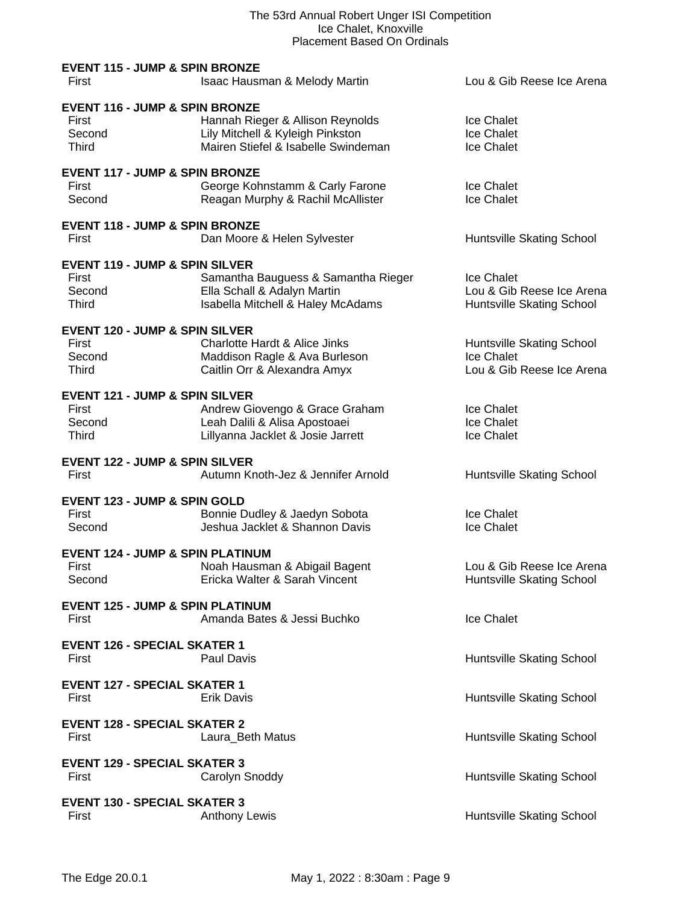**EVENT 115 - JUMP & SPIN BRONZE**

| | | |
|---|---|---|
| First | Isaac Hausman & Melody Martin | Lou & Gib Reese Ice Arena |

**EVENT 116 - JUMP & SPIN BRONZE**

| | | |
|---|---|---|
| First | Hannah Rieger & Allison Reynolds | Ice Chalet |
| Second | Lily Mitchell & Kyleigh Pinkston | Ice Chalet |
| Third | Mairen Stiefel & Isabelle Swindeman | Ice Chalet |

**EVENT 117 - JUMP & SPIN BRONZE**

| | | |
|---|---|---|
| First | George Kohnstamm & Carly Farone | Ice Chalet |
| Second | Reagan Murphy & Rachil McAllister | Ice Chalet |

**EVENT 118 - JUMP & SPIN BRONZE**

| | | |
|---|---|---|
| First | Dan Moore & Helen Sylvester | Huntsville Skating School |

**EVENT 119 - JUMP & SPIN SILVER**

| | | |
|---|---|---|
| First | Samantha Bauguess & Samantha Rieger | Ice Chalet |
| Second | Ella Schall & Adalyn Martin | Lou & Gib Reese Ice Arena |
| Third | Isabella Mitchell & Haley McAdams | Huntsville Skating School |

**EVENT 120 - JUMP & SPIN SILVER**

| | | |
|---|---|---|
| First | Charlotte Hardt & Alice Jinks | Huntsville Skating School |
| Second | Maddison Ragle & Ava Burleson | Ice Chalet |
| Third | Caitlin Orr & Alexandra Amyx | Lou & Gib Reese Ice Arena |

**EVENT 121 - JUMP & SPIN SILVER**

| | | |
|---|---|---|
| First | Andrew Giovengo & Grace Graham | Ice Chalet |
| Second | Leah Dalili & Alisa Apostoaei | Ice Chalet |
| Third | Lillyanna Jacklet & Josie Jarrett | Ice Chalet |

**EVENT 122 - JUMP & SPIN SILVER**

| | | |
|---|---|---|
| First | Autumn Knoth-Jez & Jennifer Arnold | Huntsville Skating School |

**EVENT 123 - JUMP & SPIN GOLD**

| | | |
|---|---|---|
| First | Bonnie Dudley & Jaedyn Sobota | Ice Chalet |
| Second | Jeshua Jacklet & Shannon Davis | Ice Chalet |

**EVENT 124 - JUMP & SPIN PLATINUM**

| | | |
|---|---|---|
| First | Noah Hausman & Abigail Bagent | Lou & Gib Reese Ice Arena |
| Second | Ericka Walter & Sarah Vincent | Huntsville Skating School |

**EVENT 125 - JUMP & SPIN PLATINUM**

| | | |
|---|---|---|
| First | Amanda Bates & Jessi Buchko | Ice Chalet |

**EVENT 126 - SPECIAL SKATER 1**

| | | |
|---|---|---|
| First | Paul Davis | Huntsville Skating School |

**EVENT 127 - SPECIAL SKATER 1**

| | | |
|---|---|---|
| First | Erik Davis | Huntsville Skating School |

**EVENT 128 - SPECIAL SKATER 2**

| | | |
|---|---|---|
| First | Laura_Beth Matus | Huntsville Skating School |

**EVENT 129 - SPECIAL SKATER 3**

| | | |
|---|---|---|
| First | Carolyn Snoddy | Huntsville Skating School |

**EVENT 130 - SPECIAL SKATER 3**

| | | |
|---|---|---|
| First | Anthony Lewis | Huntsville Skating School |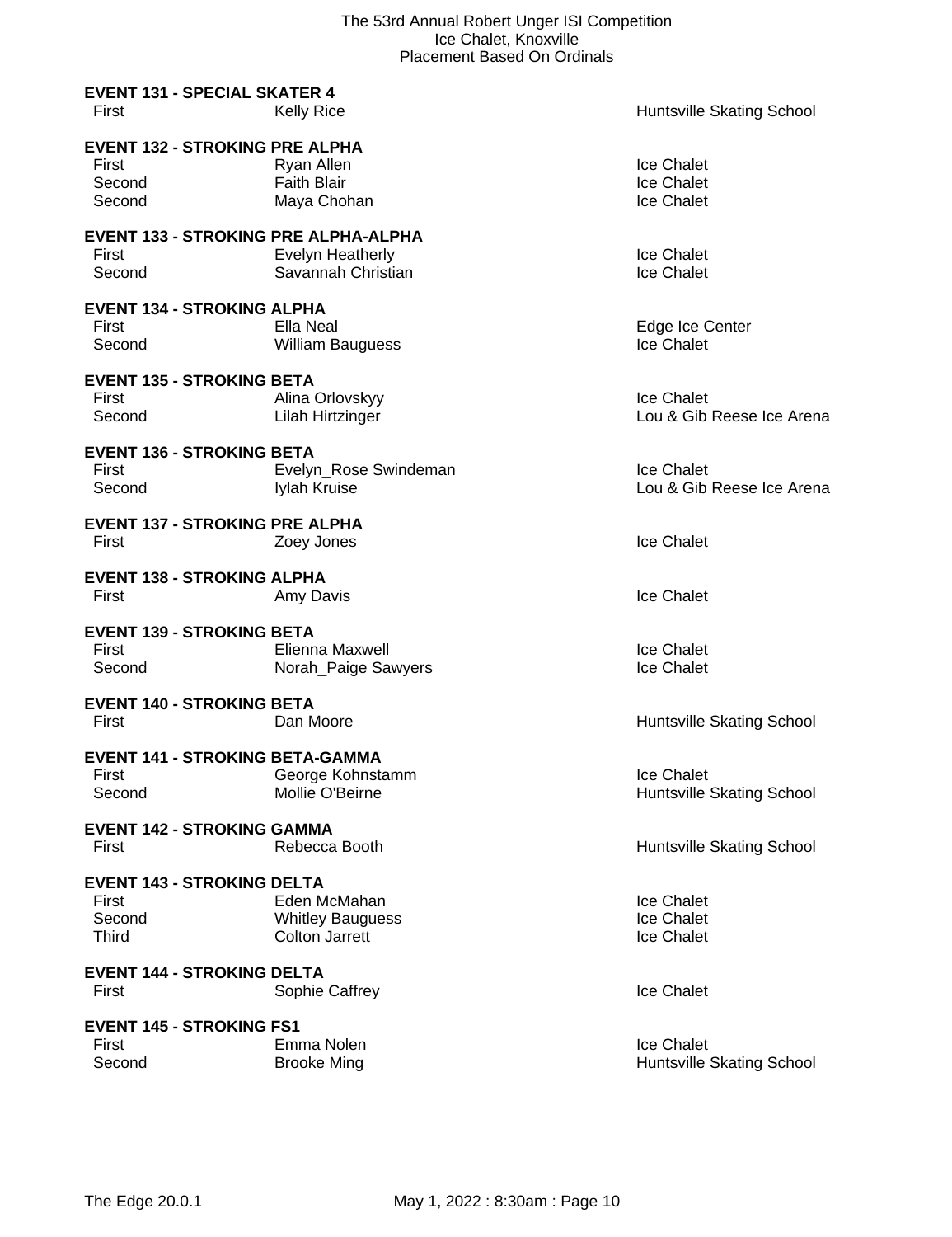# The 53rd Annual Robert Unger ISI Competition
Ice Chalet, Knoxville
Placement Based On Ordinals

**EVENT 131 - SPECIAL SKATER 4**

| | | |
|---|---|---|
| First | Kelly Rice | Huntsville Skating School |

**EVENT 132 - STROKING PRE ALPHA**

| | | |
|---|---|---|
| First | Ryan Allen | Ice Chalet |
| Second | Faith Blair | Ice Chalet |
| Second | Maya Chohan | Ice Chalet |

**EVENT 133 - STROKING PRE ALPHA-ALPHA**

| | | |
|---|---|---|
| First | Evelyn Heatherly | Ice Chalet |
| Second | Savannah Christian | Ice Chalet |

**EVENT 134 - STROKING ALPHA**

| | | |
|---|---|---|
| First | Ella Neal | Edge Ice Center |
| Second | William Bauguess | Ice Chalet |

**EVENT 135 - STROKING BETA**

| | | |
|---|---|---|
| First | Alina Orlovskyy | Ice Chalet |
| Second | Lilah Hirtzinger | Lou & Gib Reese Ice Arena |

**EVENT 136 - STROKING BETA**

| | | |
|---|---|---|
| First | Evelyn_Rose Swindeman | Ice Chalet |
| Second | Iylah Kruise | Lou & Gib Reese Ice Arena |

**EVENT 137 - STROKING PRE ALPHA**

| | | |
|---|---|---|
| First | Zoey Jones | Ice Chalet |

**EVENT 138 - STROKING ALPHA**

| | | |
|---|---|---|
| First | Amy Davis | Ice Chalet |

**EVENT 139 - STROKING BETA**

| | | |
|---|---|---|
| First | Elienna Maxwell | Ice Chalet |
| Second | Norah_Paige Sawyers | Ice Chalet |

**EVENT 140 - STROKING BETA**

| | | |
|---|---|---|
| First | Dan Moore | Huntsville Skating School |

**EVENT 141 - STROKING BETA-GAMMA**

| | | |
|---|---|---|
| First | George Kohnstamm | Ice Chalet |
| Second | Mollie O'Beirne | Huntsville Skating School |

**EVENT 142 - STROKING GAMMA**

| | | |
|---|---|---|
| First | Rebecca Booth | Huntsville Skating School |

**EVENT 143 - STROKING DELTA**

| | | |
|---|---|---|
| First | Eden McMahan | Ice Chalet |
| Second | Whitley Bauguess | Ice Chalet |
| Third | Colton Jarrett | Ice Chalet |

**EVENT 144 - STROKING DELTA**

| | | |
|---|---|---|
| First | Sophie Caffrey | Ice Chalet |

**EVENT 145 - STROKING FS1**

| | | |
|---|---|---|
| First | Emma Nolen | Ice Chalet |
| Second | Brooke Ming | Huntsville Skating School |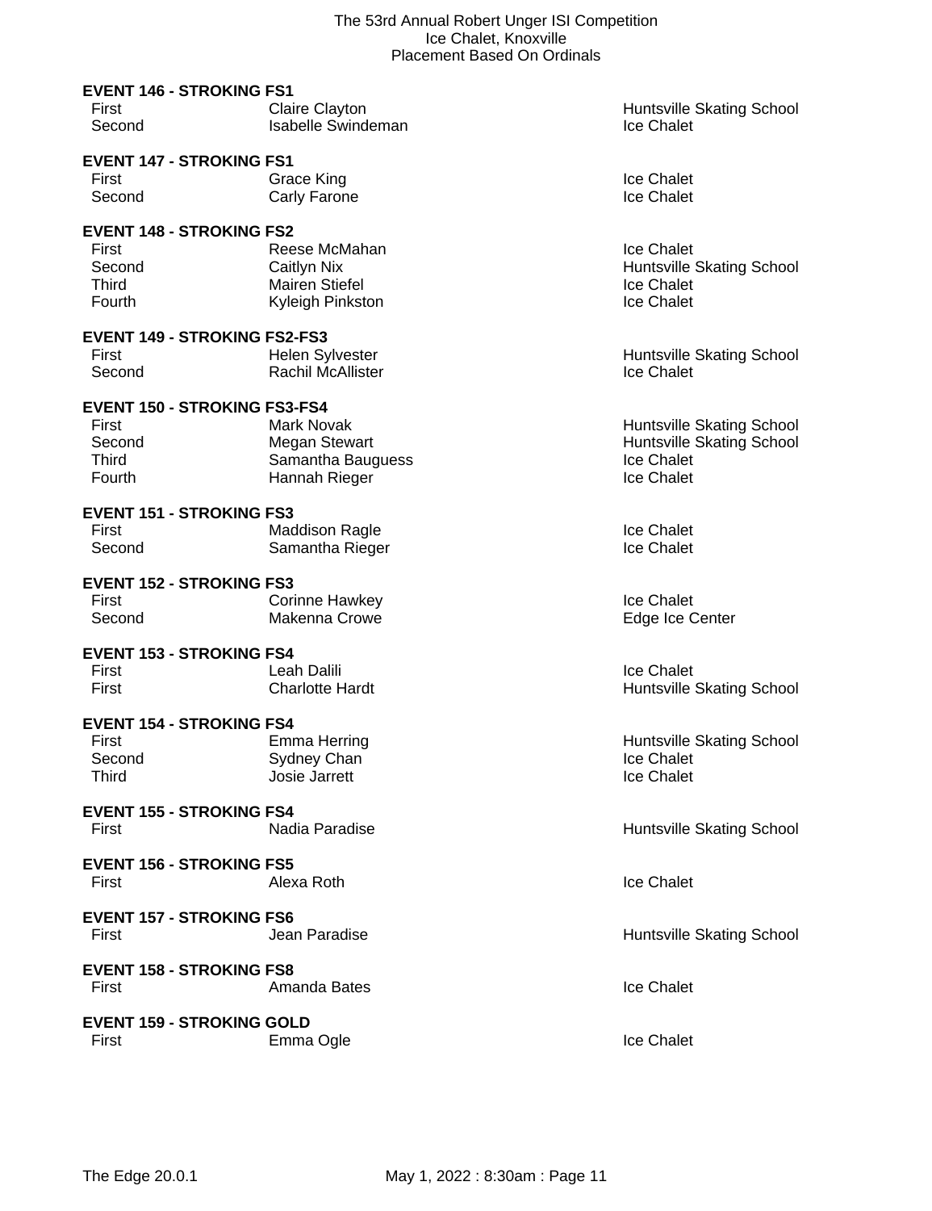The 53rd Annual Robert Unger ISI Competition
Ice Chalet, Knoxville
Placement Based On Ordinals

**EVENT 146 - STROKING FS1**

| | | |
|---|---|---|
| First | Claire Clayton | Huntsville Skating School |
| Second | Isabelle Swindeman | Ice Chalet |

**EVENT 147 - STROKING FS1**

| | | |
|---|---|---|
| First | Grace King | Ice Chalet |
| Second | Carly Farone | Ice Chalet |

**EVENT 148 - STROKING FS2**

| | | |
|---|---|---|
| First | Reese McMahan | Ice Chalet |
| Second | Caitlyn Nix | Huntsville Skating School |
| Third | Mairen Stiefel | Ice Chalet |
| Fourth | Kyleigh Pinkston | Ice Chalet |

**EVENT 149 - STROKING FS2-FS3**

| | | |
|---|---|---|
| First | Helen Sylvester | Huntsville Skating School |
| Second | Rachil McAllister | Ice Chalet |

**EVENT 150 - STROKING FS3-FS4**

| | | |
|---|---|---|
| First | Mark Novak | Huntsville Skating School |
| Second | Megan Stewart | Huntsville Skating School |
| Third | Samantha Bauguess | Ice Chalet |
| Fourth | Hannah Rieger | Ice Chalet |

**EVENT 151 - STROKING FS3**

| | | |
|---|---|---|
| First | Maddison Ragle | Ice Chalet |
| Second | Samantha Rieger | Ice Chalet |

**EVENT 152 - STROKING FS3**

| | | |
|---|---|---|
| First | Corinne Hawkey | Ice Chalet |
| Second | Makenna Crowe | Edge Ice Center |

**EVENT 153 - STROKING FS4**

| | | |
|---|---|---|
| First | Leah Dalili | Ice Chalet |
| First | Charlotte Hardt | Huntsville Skating School |

**EVENT 154 - STROKING FS4**

| | | |
|---|---|---|
| First | Emma Herring | Huntsville Skating School |
| Second | Sydney Chan | Ice Chalet |
| Third | Josie Jarrett | Ice Chalet |

**EVENT 155 - STROKING FS4**

| | | |
|---|---|---|
| First | Nadia Paradise | Huntsville Skating School |

**EVENT 156 - STROKING FS5**

| | | |
|---|---|---|
| First | Alexa Roth | Ice Chalet |

**EVENT 157 - STROKING FS6**

| | | |
|---|---|---|
| First | Jean Paradise | Huntsville Skating School |

**EVENT 158 - STROKING FS8**

| | | |
|---|---|---|
| First | Amanda Bates | Ice Chalet |

**EVENT 159 - STROKING GOLD**

| | | |
|---|---|---|
| First | Emma Ogle | Ice Chalet |

The Edge 20.0.1 May 1, 2022 : 8:30am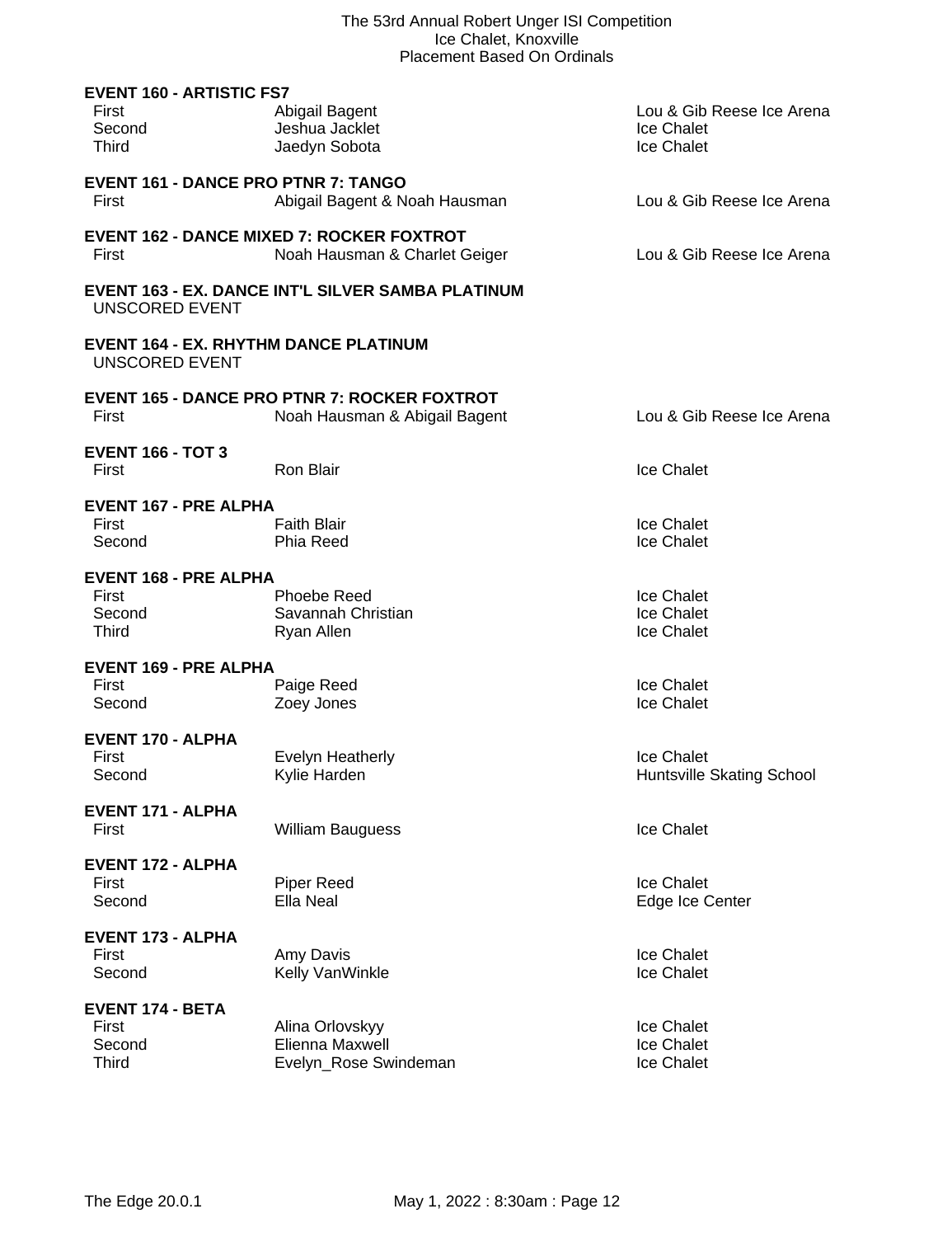**EVENT 160 - ARTISTIC FS7**

| | | |
|---|---|---|
| First | Abigail Bagent | Lou & Gib Reese Ice Arena |
| Second | Jeshua Jacklet | Ice Chalet |
| Third | Jaedyn Sobota | Ice Chalet |

**EVENT 161 - DANCE PRO PTNR 7: TANGO**

| | | |
|---|---|---|
| First | Abigail Bagent & Noah Hausman | Lou & Gib Reese Ice Arena |

**EVENT 162 - DANCE MIXED 7: ROCKER FOXTROT**

| | | |
|---|---|---|
| First | Noah Hausman & Charlet Geiger | Lou & Gib Reese Ice Arena |

**EVENT 163 - EX. DANCE INT'L SILVER SAMBA PLATINUM**

UNSCORED EVENT

**EVENT 164 - EX. RHYTHM DANCE PLATINUM**

UNSCORED EVENT

**EVENT 165 - DANCE PRO PTNR 7: ROCKER FOXTROT**

| | | |
|---|---|---|
| First | Noah Hausman & Abigail Bagent | Lou & Gib Reese Ice Arena |

**EVENT 166 - TOT 3**

| | | |
|---|---|---|
| First | Ron Blair | Ice Chalet |

**EVENT 167 - PRE ALPHA**

| | | |
|---|---|---|
| First | Faith Blair | Ice Chalet |
| Second | Phia Reed | Ice Chalet |

**EVENT 168 - PRE ALPHA**

| | | |
|---|---|---|
| First | Phoebe Reed | Ice Chalet |
| Second | Savannah Christian | Ice Chalet |
| Third | Ryan Allen | Ice Chalet |

**EVENT 169 - PRE ALPHA**

| | | |
|---|---|---|
| First | Paige Reed | Ice Chalet |
| Second | Zoey Jones | Ice Chalet |

**EVENT 170 - ALPHA**

| | | |
|---|---|---|
| First | Evelyn Heatherly | Ice Chalet |
| Second | Kylie Harden | Huntsville Skating School |

**EVENT 171 - ALPHA**

| | | |
|---|---|---|
| First | William Bauguess | Ice Chalet |

**EVENT 172 - ALPHA**

| | | |
|---|---|---|
| First | Piper Reed | Ice Chalet |
| Second | Ella Neal | Edge Ice Center |

**EVENT 173 - ALPHA**

| | | |
|---|---|---|
| First | Amy Davis | Ice Chalet |
| Second | Kelly VanWinkle | Ice Chalet |

**EVENT 174 - BETA**

| | | |
|---|---|---|
| First | Alina Orlovskyy | Ice Chalet |
| Second | Elienna Maxwell | Ice Chalet |
| Third | Evelyn_Rose Swindeman | Ice Chalet |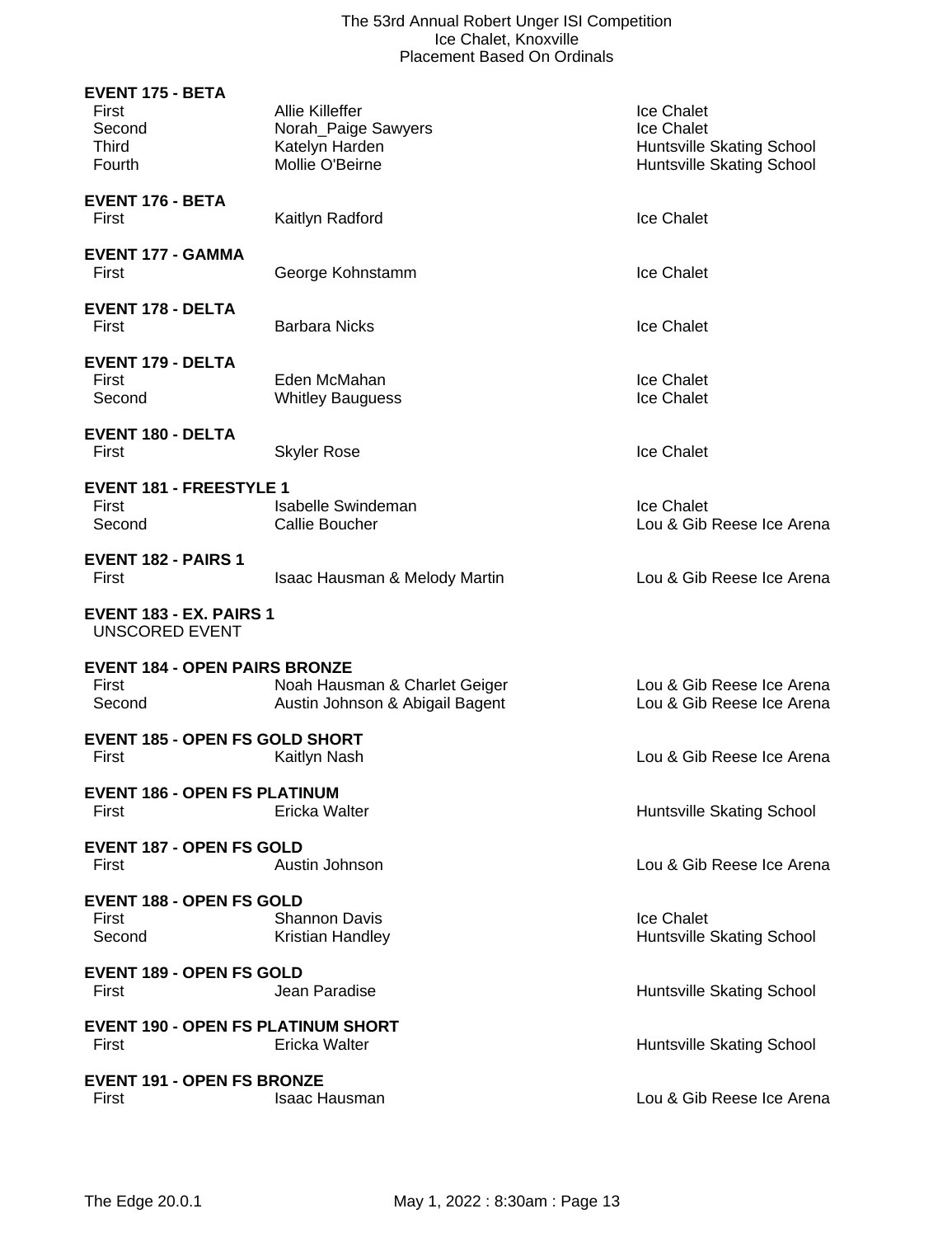**EVENT 175 - BETA**

| Place | Name | Club |
|---|---|---|
| First | Allie Killeffer | Ice Chalet |
| Second | Norah_Paige Sawyers | Ice Chalet |
| Third | Katelyn Harden | Huntsville Skating School |
| Fourth | Mollie O'Beirne | Huntsville Skating School |

**EVENT 176 - BETA**

| Place | Name | Club |
|---|---|---|
| First | Kaitlyn Radford | Ice Chalet |

**EVENT 177 - GAMMA**

| Place | Name | Club |
|---|---|---|
| First | George Kohnstamm | Ice Chalet |

**EVENT 178 - DELTA**

| Place | Name | Club |
|---|---|---|
| First | Barbara Nicks | Ice Chalet |

**EVENT 179 - DELTA**

| Place | Name | Club |
|---|---|---|
| First | Eden McMahan | Ice Chalet |
| Second | Whitley Bauguess | Ice Chalet |

**EVENT 180 - DELTA**

| Place | Name | Club |
|---|---|---|
| First | Skyler Rose | Ice Chalet |

**EVENT 181 - FREESTYLE 1**

| Place | Name | Club |
|---|---|---|
| First | Isabelle Swindeman | Ice Chalet |
| Second | Callie Boucher | Lou & Gib Reese Ice Arena |

**EVENT 182 - PAIRS 1**

| Place | Name | Club |
|---|---|---|
| First | Isaac Hausman & Melody Martin | Lou & Gib Reese Ice Arena |

**EVENT 183 - EX. PAIRS 1**

UNSCORED EVENT

**EVENT 184 - OPEN PAIRS BRONZE**

| Place | Name | Club |
|---|---|---|
| First | Noah Hausman & Charlet Geiger | Lou & Gib Reese Ice Arena |
| Second | Austin Johnson & Abigail Bagent | Lou & Gib Reese Ice Arena |

**EVENT 185 - OPEN FS GOLD SHORT**

| Place | Name | Club |
|---|---|---|
| First | Kaitlyn Nash | Lou & Gib Reese Ice Arena |

**EVENT 186 - OPEN FS PLATINUM**

| Place | Name | Club |
|---|---|---|
| First | Ericka Walter | Huntsville Skating School |

**EVENT 187 - OPEN FS GOLD**

| Place | Name | Club |
|---|---|---|
| First | Austin Johnson | Lou & Gib Reese Ice Arena |

**EVENT 188 - OPEN FS GOLD**

| Place | Name | Club |
|---|---|---|
| First | Shannon Davis | Ice Chalet |
| Second | Kristian Handley | Huntsville Skating School |

**EVENT 189 - OPEN FS GOLD**

| Place | Name | Club |
|---|---|---|
| First | Jean Paradise | Huntsville Skating School |

**EVENT 190 - OPEN FS PLATINUM SHORT**

| Place | Name | Club |
|---|---|---|
| First | Ericka Walter | Huntsville Skating School |

**EVENT 191 - OPEN FS BRONZE**

| Place | Name | Club |
|---|---|---|
| First | Isaac Hausman | Lou & Gib Reese Ice Arena |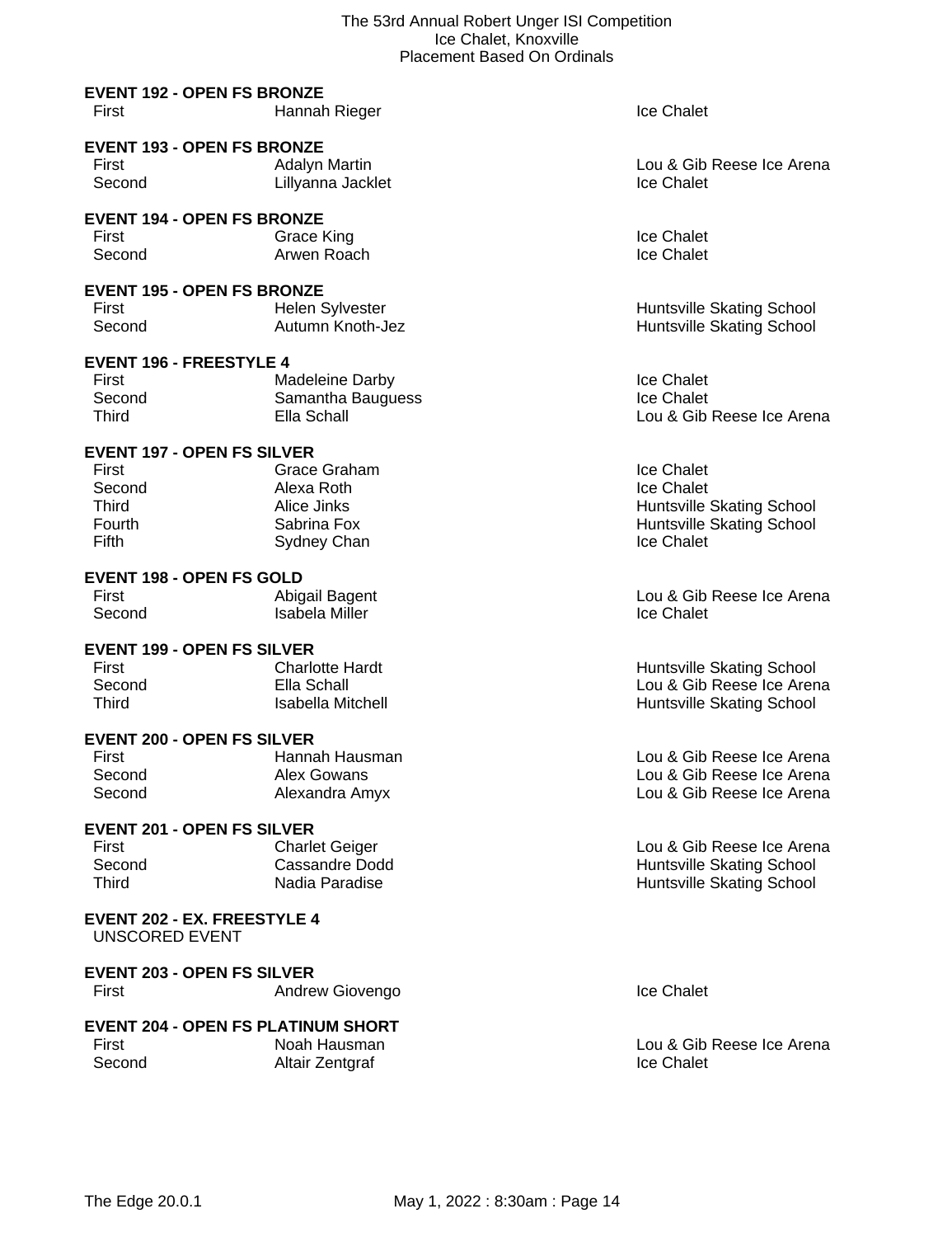## EVENT 192 - OPEN FS BRONZE

| | | |
|---|---|---|
| First | Hannah Rieger | Ice Chalet |

## EVENT 193 - OPEN FS BRONZE

| | | |
|---|---|---|
| First | Adalyn Martin | Lou & Gib Reese Ice Arena |
| Second | Lillyanna Jacklet | Ice Chalet |

## EVENT 194 - OPEN FS BRONZE

| | | |
|---|---|---|
| First | Grace King | Ice Chalet |
| Second | Arwen Roach | Ice Chalet |

## EVENT 195 - OPEN FS BRONZE

| | | |
|---|---|---|
| First | Helen Sylvester | Huntsville Skating School |
| Second | Autumn Knoth-Jez | Huntsville Skating School |

## EVENT 196 - FREESTYLE 4

| | | |
|---|---|---|
| First | Madeleine Darby | Ice Chalet |
| Second | Samantha Bauguess | Ice Chalet |
| Third | Ella Schall | Lou & Gib Reese Ice Arena |

## EVENT 197 - OPEN FS SILVER

| | | |
|---|---|---|
| First | Grace Graham | Ice Chalet |
| Second | Alexa Roth | Ice Chalet |
| Third | Alice Jinks | Huntsville Skating School |
| Fourth | Sabrina Fox | Huntsville Skating School |
| Fifth | Sydney Chan | Ice Chalet |

## EVENT 198 - OPEN FS GOLD

| | | |
|---|---|---|
| First | Abigail Bagent | Lou & Gib Reese Ice Arena |
| Second | Isabela Miller | Ice Chalet |

## EVENT 199 - OPEN FS SILVER

| | | |
|---|---|---|
| First | Charlotte Hardt | Huntsville Skating School |
| Second | Ella Schall | Lou & Gib Reese Ice Arena |
| Third | Isabella Mitchell | Huntsville Skating School |

## EVENT 200 - OPEN FS SILVER

| | | |
|---|---|---|
| First | Hannah Hausman | Lou & Gib Reese Ice Arena |
| Second | Alex Gowans | Lou & Gib Reese Ice Arena |
| Second | Alexandra Amyx | Lou & Gib Reese Ice Arena |

## EVENT 201 - OPEN FS SILVER

| | | |
|---|---|---|
| First | Charlet Geiger | Lou & Gib Reese Ice Arena |
| Second | Cassandre Dodd | Huntsville Skating School |
| Third | Nadia Paradise | Huntsville Skating School |

## EVENT 202 - EX. FREESTYLE 4

UNSCORED EVENT

## EVENT 203 - OPEN FS SILVER

| | | |
|---|---|---|
| First | Andrew Giovengo | Ice Chalet |

## EVENT 204 - OPEN FS PLATINUM SHORT

| | | |
|---|---|---|
| First | Noah Hausman | Lou & Gib Reese Ice Arena |
| Second | Altair Zentgraf | Ice Chalet |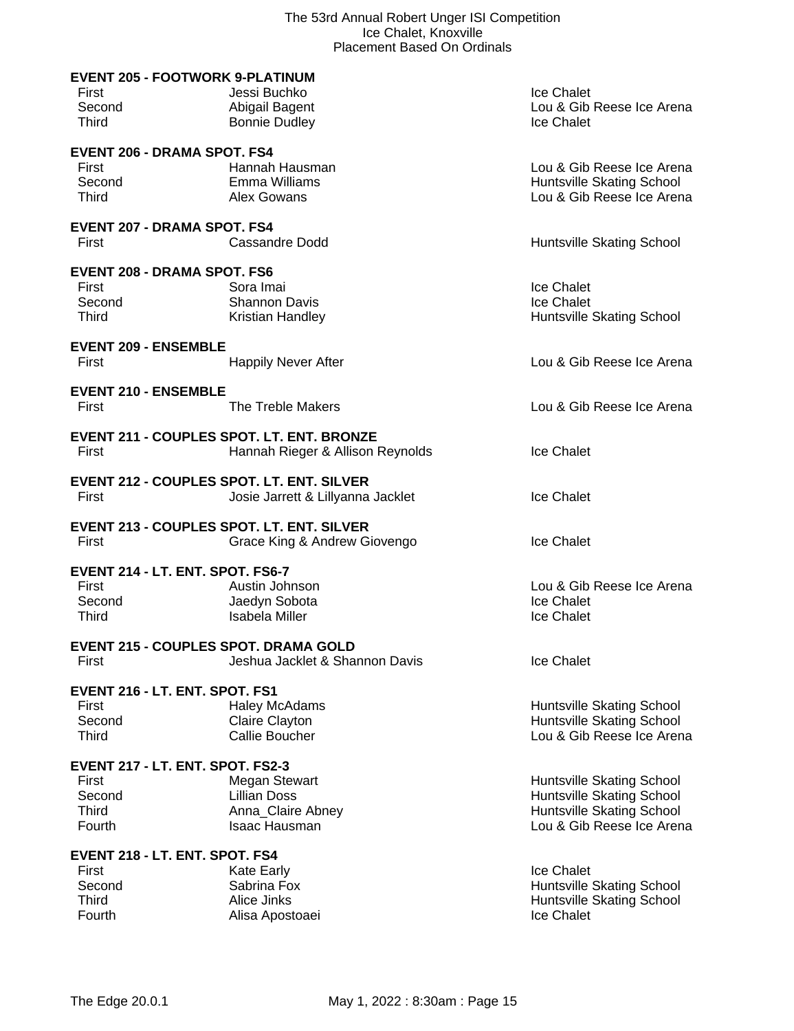### EVENT 205 - FOOTWORK 9-PLATINUM

| | | |
|---|---|---|
| First | Jessi Buchko | Ice Chalet |
| Second | Abigail Bagent | Lou & Gib Reese Ice Arena |
| Third | Bonnie Dudley | Ice Chalet |

### EVENT 206 - DRAMA SPOT. FS4

| | | |
|---|---|---|
| First | Hannah Hausman | Lou & Gib Reese Ice Arena |
| Second | Emma Williams | Huntsville Skating School |
| Third | Alex Gowans | Lou & Gib Reese Ice Arena |

### EVENT 207 - DRAMA SPOT. FS4

| | | |
|---|---|---|
| First | Cassandre Dodd | Huntsville Skating School |

### EVENT 208 - DRAMA SPOT. FS6

| | | |
|---|---|---|
| First | Sora Imai | Ice Chalet |
| Second | Shannon Davis | Ice Chalet |
| Third | Kristian Handley | Huntsville Skating School |

### EVENT 209 - ENSEMBLE

| | | |
|---|---|---|
| First | Happily Never After | Lou & Gib Reese Ice Arena |

### EVENT 210 - ENSEMBLE

| | | |
|---|---|---|
| First | The Treble Makers | Lou & Gib Reese Ice Arena |

### EVENT 211 - COUPLES SPOT. LT. ENT. BRONZE

| | | |
|---|---|---|
| First | Hannah Rieger & Allison Reynolds | Ice Chalet |

### EVENT 212 - COUPLES SPOT. LT. ENT. SILVER

| | | |
|---|---|---|
| First | Josie Jarrett & Lillyanna Jacklet | Ice Chalet |

### EVENT 213 - COUPLES SPOT. LT. ENT. SILVER

| | | |
|---|---|---|
| First | Grace King & Andrew Giovengo | Ice Chalet |

### EVENT 214 - LT. ENT. SPOT. FS6-7

| | | |
|---|---|---|
| First | Austin Johnson | Lou & Gib Reese Ice Arena |
| Second | Jaedyn Sobota | Ice Chalet |
| Third | Isabela Miller | Ice Chalet |

### EVENT 215 - COUPLES SPOT. DRAMA GOLD

| | | |
|---|---|---|
| First | Jeshua Jacklet & Shannon Davis | Ice Chalet |

### EVENT 216 - LT. ENT. SPOT. FS1

| | | |
|---|---|---|
| First | Haley McAdams | Huntsville Skating School |
| Second | Claire Clayton | Huntsville Skating School |
| Third | Callie Boucher | Lou & Gib Reese Ice Arena |

### EVENT 217 - LT. ENT. SPOT. FS2-3

| | | |
|---|---|---|
| First | Megan Stewart | Huntsville Skating School |
| Second | Lillian Doss | Huntsville Skating School |
| Third | Anna_Claire Abney | Huntsville Skating School |
| Fourth | Isaac Hausman | Lou & Gib Reese Ice Arena |

### EVENT 218 - LT. ENT. SPOT. FS4

| | | |
|---|---|---|
| First | Kate Early | Ice Chalet |
| Second | Sabrina Fox | Huntsville Skating School |
| Third | Alice Jinks | Huntsville Skating School |
| Fourth | Alisa Apostoaei | Ice Chalet |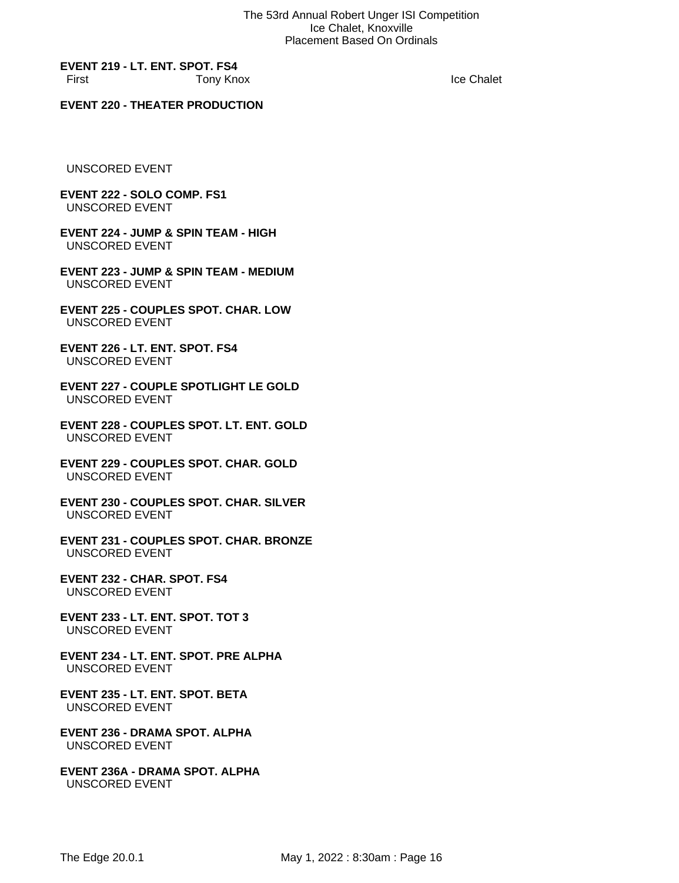**EVENT 219 - LT. ENT. SPOT. FS4**

| | | |
|---|---|---|
| First | Tony Knox | Ice Chalet |

**EVENT 220 - THEATER PRODUCTION**

UNSCORED EVENT

**EVENT 222 - SOLO COMP. FS1**

UNSCORED EVENT

**EVENT 224 - JUMP & SPIN TEAM - HIGH**

UNSCORED EVENT

**EVENT 223 - JUMP & SPIN TEAM - MEDIUM**

UNSCORED EVENT

**EVENT 225 - COUPLES SPOT. CHAR. LOW**

UNSCORED EVENT

**EVENT 226 - LT. ENT. SPOT. FS4**

UNSCORED EVENT

**EVENT 227 - COUPLE SPOTLIGHT LE GOLD**

UNSCORED EVENT

**EVENT 228 - COUPLES SPOT. LT. ENT. GOLD**

UNSCORED EVENT

**EVENT 229 - COUPLES SPOT. CHAR. GOLD**

UNSCORED EVENT

**EVENT 230 - COUPLES SPOT. CHAR. SILVER**

UNSCORED EVENT

**EVENT 231 - COUPLES SPOT. CHAR. BRONZE**

UNSCORED EVENT

**EVENT 232 - CHAR. SPOT. FS4**

UNSCORED EVENT

**EVENT 233 - LT. ENT. SPOT. TOT 3**

UNSCORED EVENT

**EVENT 234 - LT. ENT. SPOT. PRE ALPHA**

UNSCORED EVENT

**EVENT 235 - LT. ENT. SPOT. BETA**

UNSCORED EVENT

**EVENT 236 - DRAMA SPOT. ALPHA**

UNSCORED EVENT

**EVENT 236A - DRAMA SPOT. ALPHA**

UNSCORED EVENT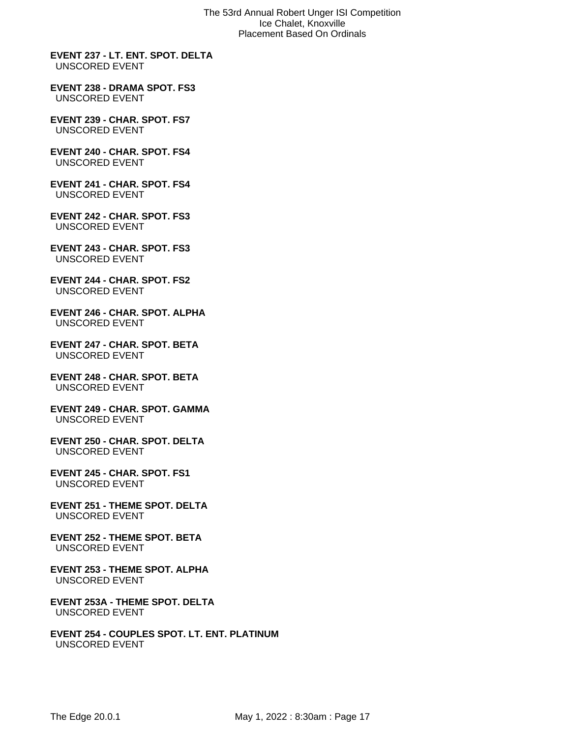**EVENT 237 - LT. ENT. SPOT. DELTA**
UNSCORED EVENT

**EVENT 238 - DRAMA SPOT. FS3**
UNSCORED EVENT

**EVENT 239 - CHAR. SPOT. FS7**
UNSCORED EVENT

**EVENT 240 - CHAR. SPOT. FS4**
UNSCORED EVENT

**EVENT 241 - CHAR. SPOT. FS4**
UNSCORED EVENT

**EVENT 242 - CHAR. SPOT. FS3**
UNSCORED EVENT

**EVENT 243 - CHAR. SPOT. FS3**
UNSCORED EVENT

**EVENT 244 - CHAR. SPOT. FS2**
UNSCORED EVENT

**EVENT 246 - CHAR. SPOT. ALPHA**
UNSCORED EVENT

**EVENT 247 - CHAR. SPOT. BETA**
UNSCORED EVENT

**EVENT 248 - CHAR. SPOT. BETA**
UNSCORED EVENT

**EVENT 249 - CHAR. SPOT. GAMMA**
UNSCORED EVENT

**EVENT 250 - CHAR. SPOT. DELTA**
UNSCORED EVENT

**EVENT 245 - CHAR. SPOT. FS1**
UNSCORED EVENT

**EVENT 251 - THEME SPOT. DELTA**
UNSCORED EVENT

**EVENT 252 - THEME SPOT. BETA**
UNSCORED EVENT

**EVENT 253 - THEME SPOT. ALPHA**
UNSCORED EVENT

**EVENT 253A - THEME SPOT. DELTA**
UNSCORED EVENT

**EVENT 254 - COUPLES SPOT. LT. ENT. PLATINUM**
UNSCORED EVENT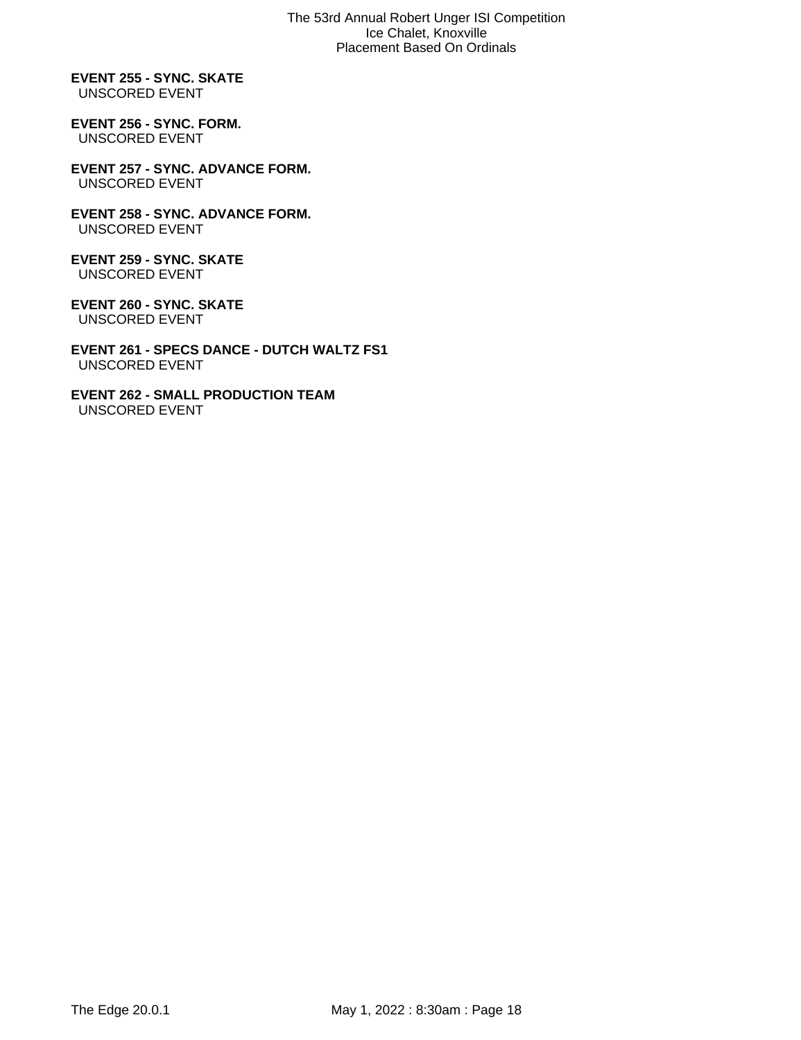**EVENT 255 - SYNC. SKATE**
UNSCORED EVENT

**EVENT 256 - SYNC. FORM.**
UNSCORED EVENT

**EVENT 257 - SYNC. ADVANCE FORM.**
UNSCORED EVENT

**EVENT 258 - SYNC. ADVANCE FORM.**
UNSCORED EVENT

**EVENT 259 - SYNC. SKATE**
UNSCORED EVENT

**EVENT 260 - SYNC. SKATE**
UNSCORED EVENT

**EVENT 261 - SPECS DANCE - DUTCH WALTZ FS1**
UNSCORED EVENT

**EVENT 262 - SMALL PRODUCTION TEAM**
UNSCORED EVENT